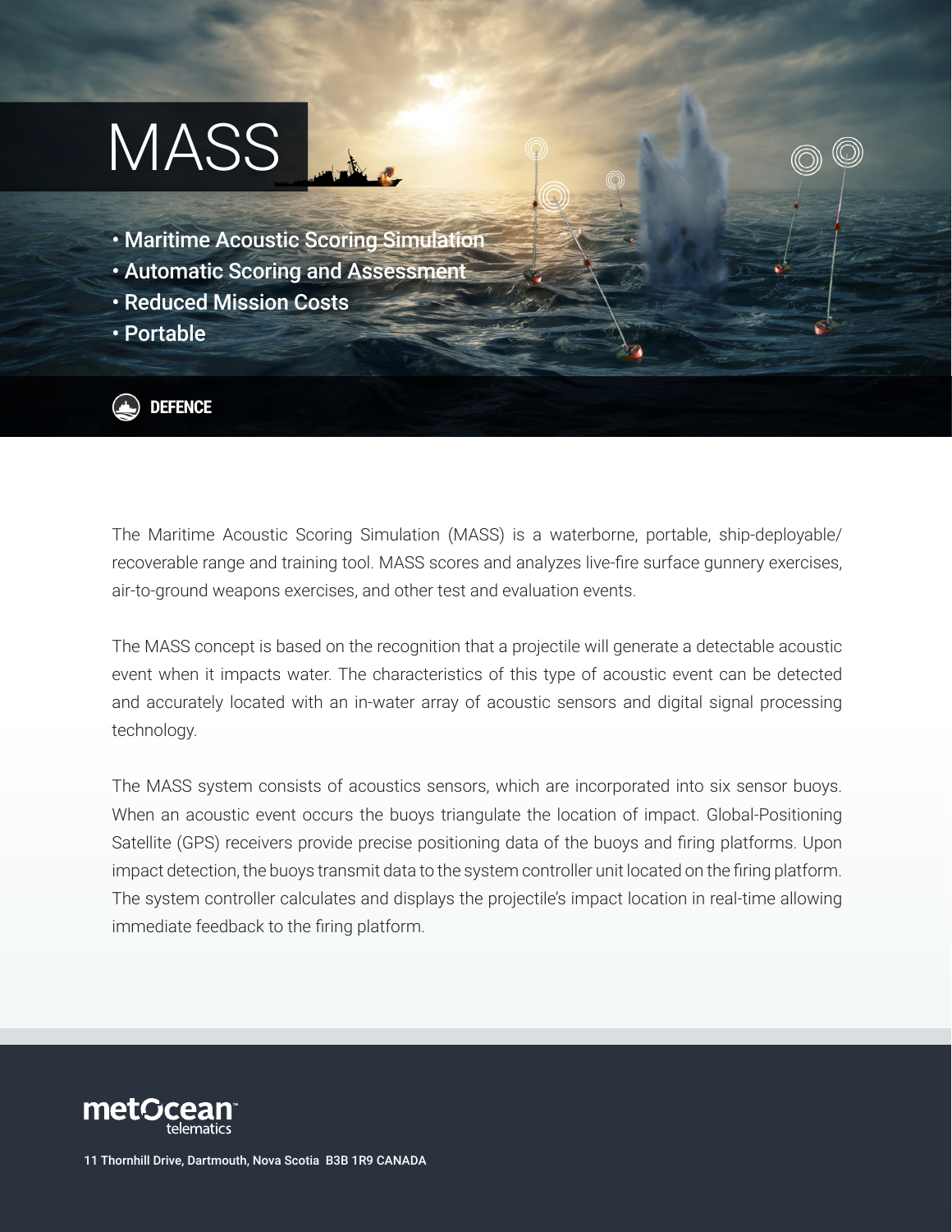# MASS

- Maritime Acoustic Scoring Simulation
- Automatic Scoring and Assessment
- Reduced Mission Costs
- Portable

**DEFENCE**

The Maritime Acoustic Scoring Simulation (MASS) is a waterborne, portable, ship-deployable/recoverable range and training tool. MASS scores and analyzes live-fire surface gunnery exercises, air-to-ground weapons exercises, and other test and evaluation events.

The MASS concept is based on the recognition that a projectile will generate a detectable acoustic event when it impacts water. The characteristics of this type of acoustic event can be detected and accurately located with an in-water array of acoustic sensors and digital signal processing technology.

The MASS system consists of acoustics sensors, which are incorporated into six sensor buoys. When an acoustic event occurs the buoys triangulate the location of impact. Global-Positioning Satellite (GPS) receivers provide precise positioning data of the buoys and firing platforms. Upon impact detection, the buoys transmit data to the system controller unit located on the firing platform. The system controller calculates and displays the projectile's impact location in real-time allowing immediate feedback to the firing platform.

metOcean telematics

11 Thornhill Drive, Dartmouth, Nova Scotia B3B 1R9 CANADA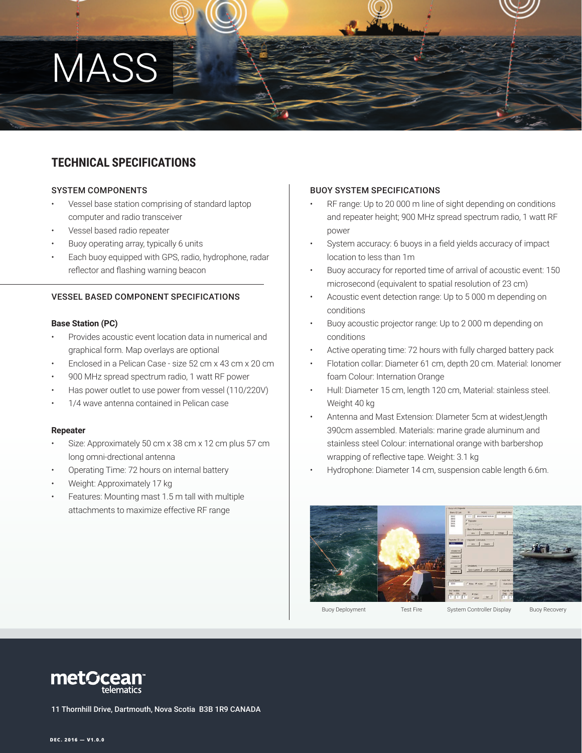# MASS

## TECHNICAL SPECIFICATIONS

### SYSTEM COMPONENTS

- Vessel base station comprising of standard laptop computer and radio transceiver
- Vessel based radio repeater
- Buoy operating array, typically 6 units
- Each buoy equipped with GPS, radio, hydrophone, radar reflector and flashing warning beacon

### VESSEL BASED COMPONENT SPECIFICATIONS

**Base Station (PC)**

- Provides acoustic event location data in numerical and graphical form. Map overlays are optional
- Enclosed in a Pelican Case - size 52 cm x 43 cm x 20 cm
- 900 MHz spread spectrum radio, 1 watt RF power
- Has power outlet to use power from vessel (110/220V)
- 1/4 wave antenna contained in Pelican case

**Repeater**

- Size: Approximately 50 cm x 38 cm x 12 cm plus 57 cm long omni-drectional antenna
- Operating Time: 72 hours on internal battery
- Weight: Approximately 17 kg
- Features: Mounting mast 1.5 m tall with multiple attachments to maximize effective RF range

### BUOY SYSTEM SPECIFICATIONS

- RF range: Up to 20 000 m line of sight depending on conditions and repeater height; 900 MHz spread spectrum radio, 1 watt RF power
- System accuracy: 6 buoys in a field yields accuracy of impact location to less than 1m
- Buoy accuracy for reported time of arrival of acoustic event: 150 microsecond (equivalent to spatial resolution of 23 cm)
- Acoustic event detection range: Up to 5 000 m depending on conditions
- Buoy acoustic projector range: Up to 2 000 m depending on conditions
- Active operating time: 72 hours with fully charged battery pack
- Flotation collar: Diameter 61 cm, depth 20 cm. Material: Ionomer foam Colour: Internation Orange
- Hull: Diameter 15 cm, length 120 cm, Material: stainless steel. Weight 40 kg
- Antenna and Mast Extension: DIameter 5cm at widest,length 390cm assembled. Materials: marine grade aluminum and stainless steel Colour: international orange with barbershop wrapping of reflective tape. Weight: 3.1 kg
- Hydrophone: Diameter 14 cm, suspension cable length 6.6m.

Buoy Deployment

Test Fire

System Controller Display

Buoy Recovery

metOcean telematics

11 Thornhill Drive, Dartmouth, Nova Scotia B3B 1R9 CANADA

DEC. 2016 — V1.0.0